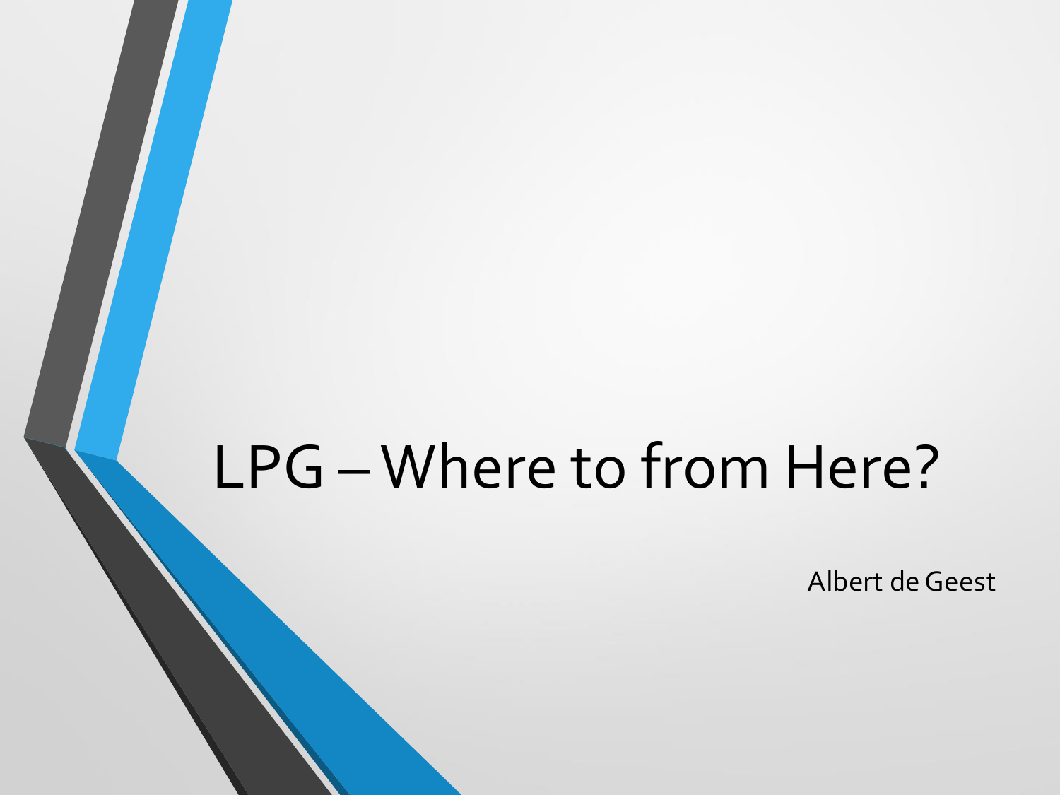# LPG – Where to from Here?

Albert de Geest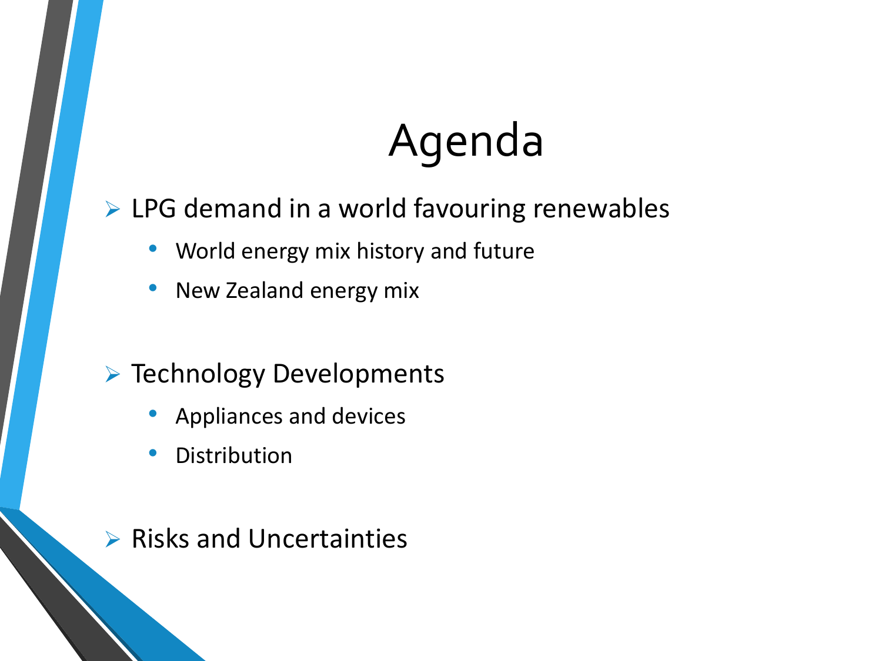# Agenda

- LPG demand in a world favouring renewables
  - World energy mix history and future
  - New Zealand energy mix
- Technology Developments
  - Appliances and devices
  - Distribution
- Risks and Uncertainties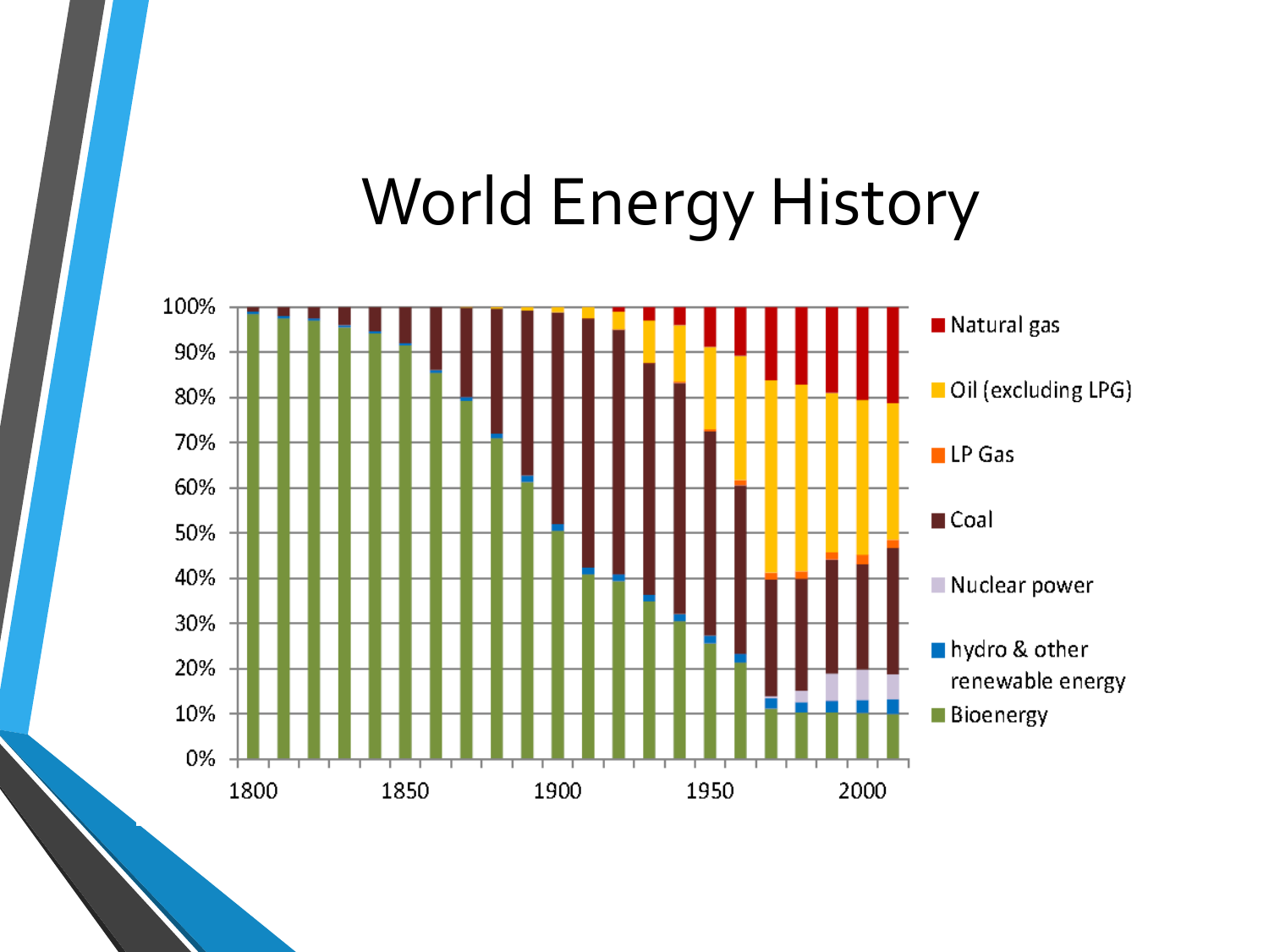# World Energy History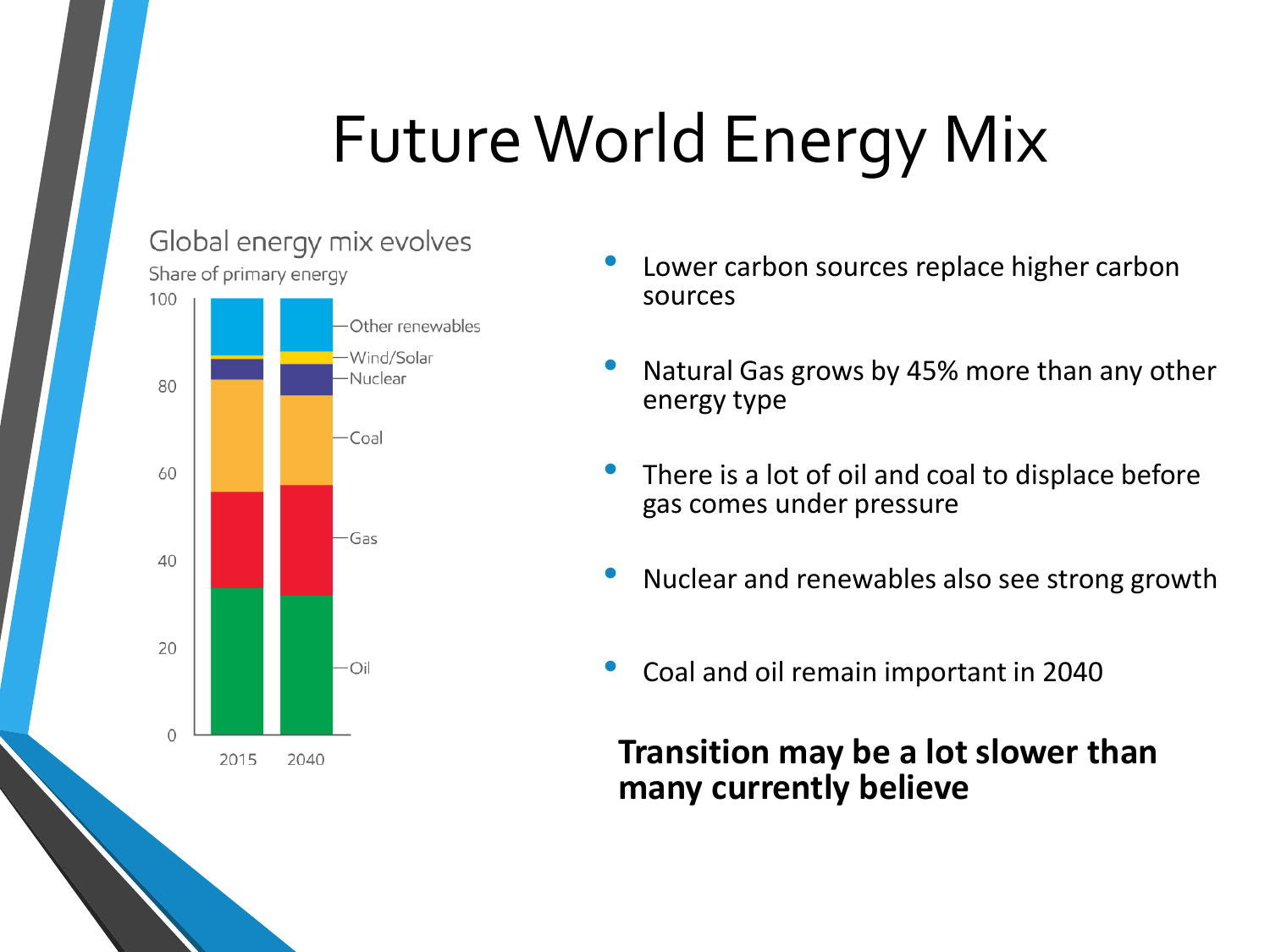# Future World Energy Mix

Global energy mix evolves

Share of primary energy

- Lower carbon sources replace higher carbon sources
- Natural Gas grows by 45% more than any other energy type
- There is a lot of oil and coal to displace before gas comes under pressure
- Nuclear and renewables also see strong growth
- Coal and oil remain important in 2040

**Transition may be a lot slower than many currently believe**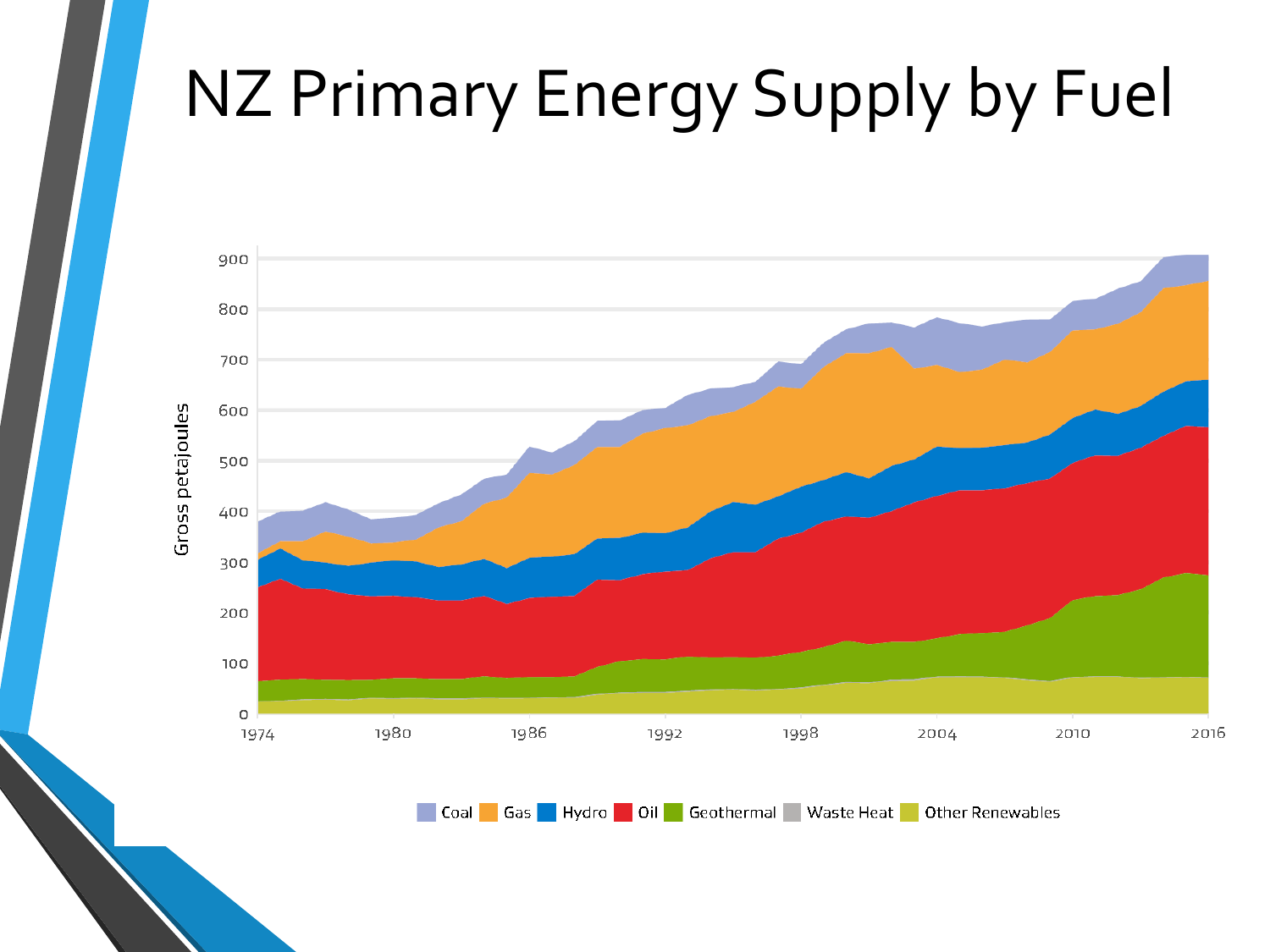# NZ Primary Energy Supply by Fuel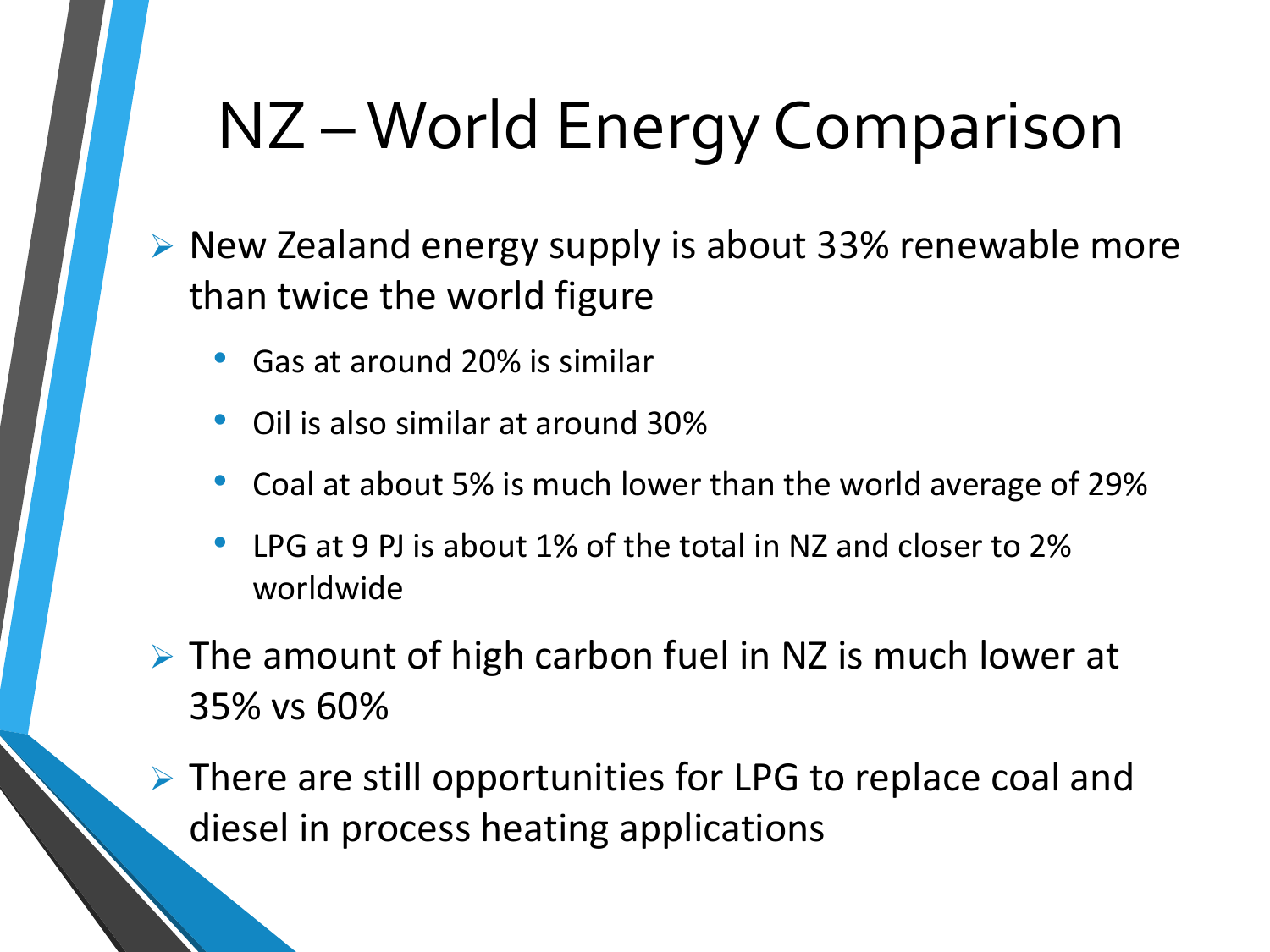# NZ – World Energy Comparison

- New Zealand energy supply is about 33% renewable more than twice the world figure
  - Gas at around 20% is similar
  - Oil is also similar at around 30%
  - Coal at about 5% is much lower than the world average of 29%
  - LPG at 9 PJ is about 1% of the total in NZ and closer to 2% worldwide
- The amount of high carbon fuel in NZ is much lower at 35% vs 60%
- There are still opportunities for LPG to replace coal and diesel in process heating applications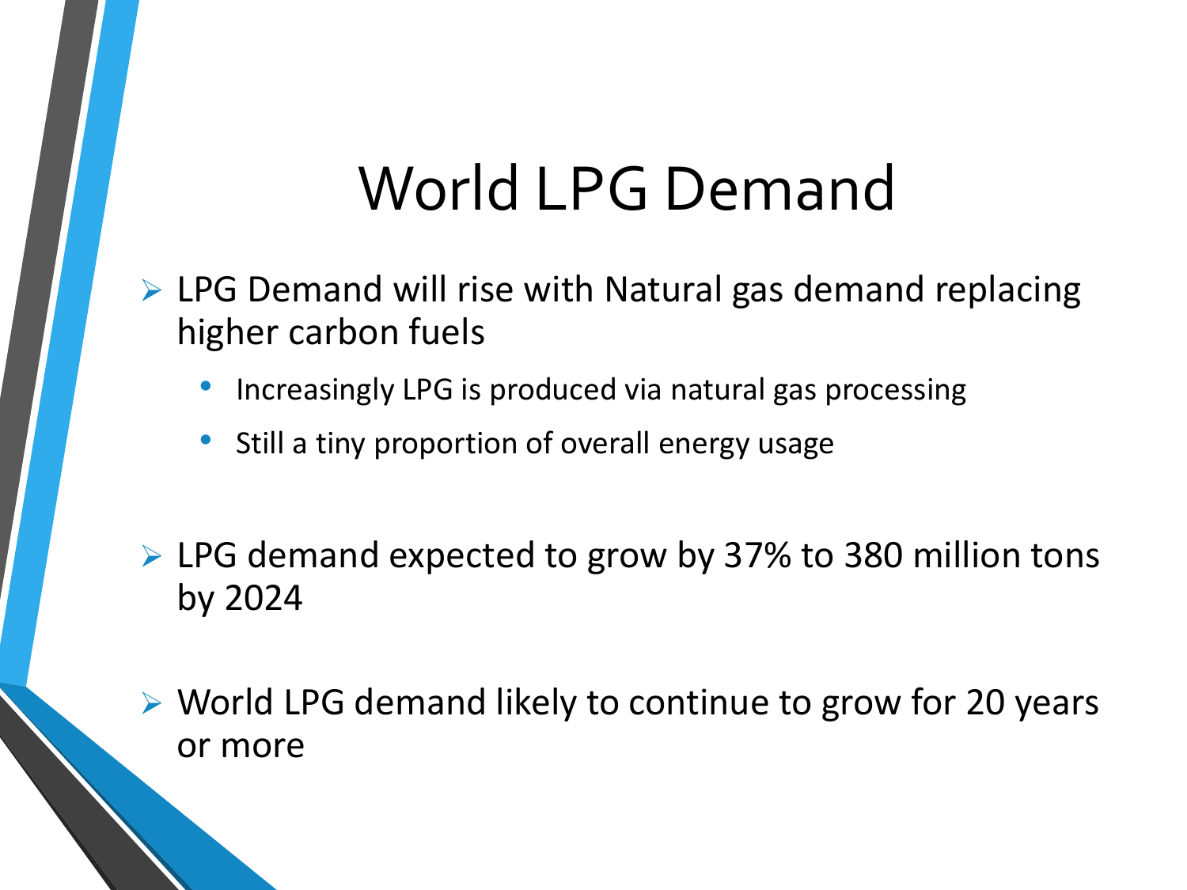# World LPG Demand

- LPG Demand will rise with Natural gas demand replacing higher carbon fuels
  - Increasingly LPG is produced via natural gas processing
  - Still a tiny proportion of overall energy usage

- LPG demand expected to grow by 37% to 380 million tons by 2024

- World LPG demand likely to continue to grow for 20 years or more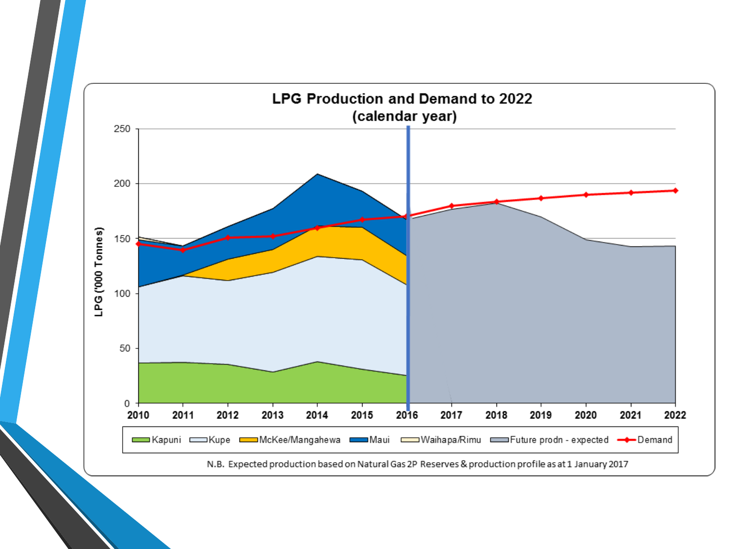## LPG Production and Demand to 2022
(calendar year)

LPG ('000 Tonnes)

Legend: Kapuni, Kupe, McKee/Mangahewa, Maui, Waihapa/Rimu, Future prodn - expected, Demand

N.B. Expected production based on Natural Gas 2P Reserves & production profile as at 1 January 2017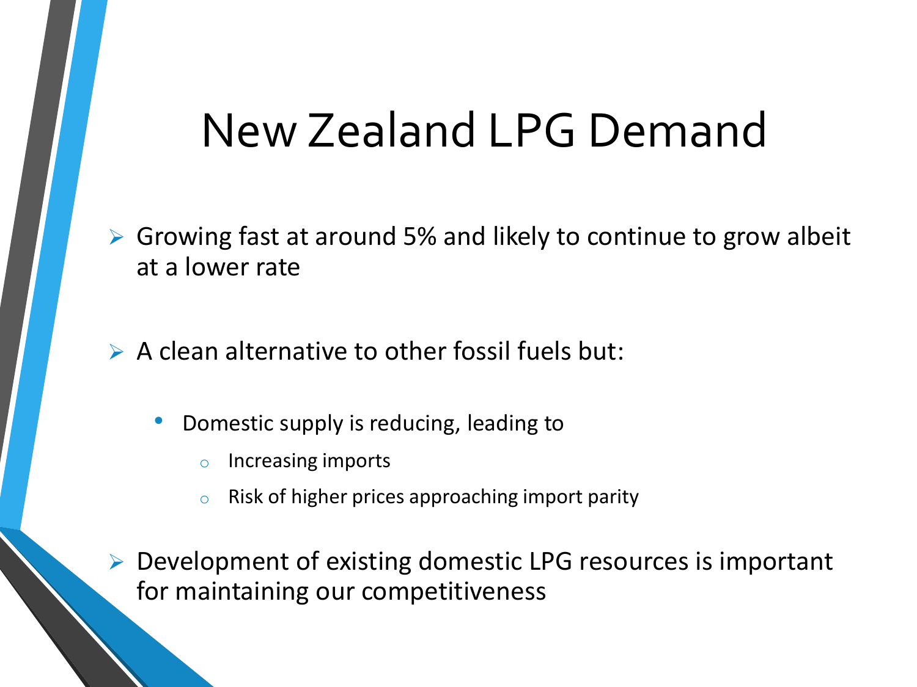# New Zealand LPG Demand

- Growing fast at around 5% and likely to continue to grow albeit at a lower rate

- A clean alternative to other fossil fuels but:
  - Domestic supply is reducing, leading to
    - Increasing imports
    - Risk of higher prices approaching import parity

- Development of existing domestic LPG resources is important for maintaining our competitiveness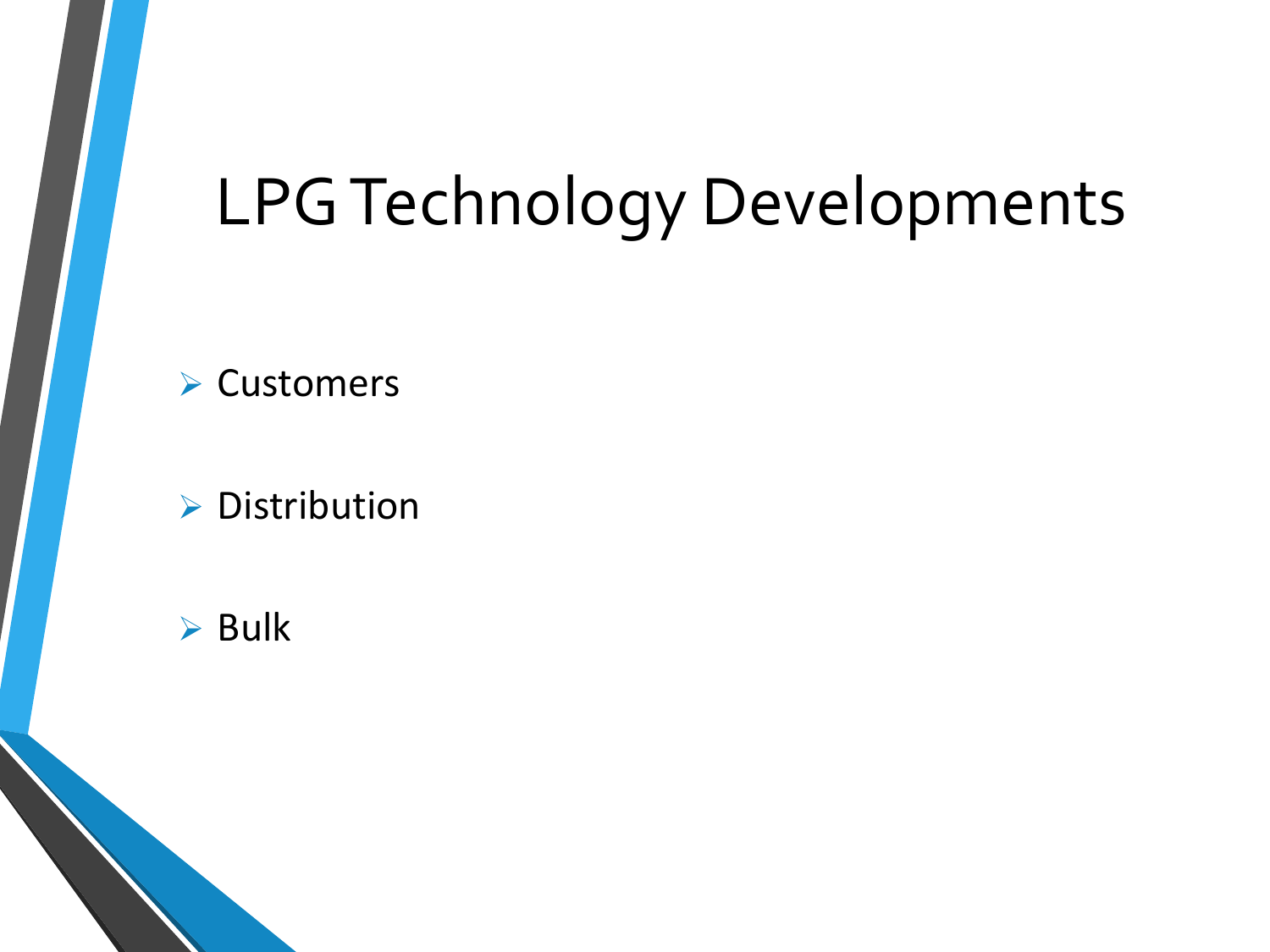# LPG Technology Developments

- Customers
- Distribution
- Bulk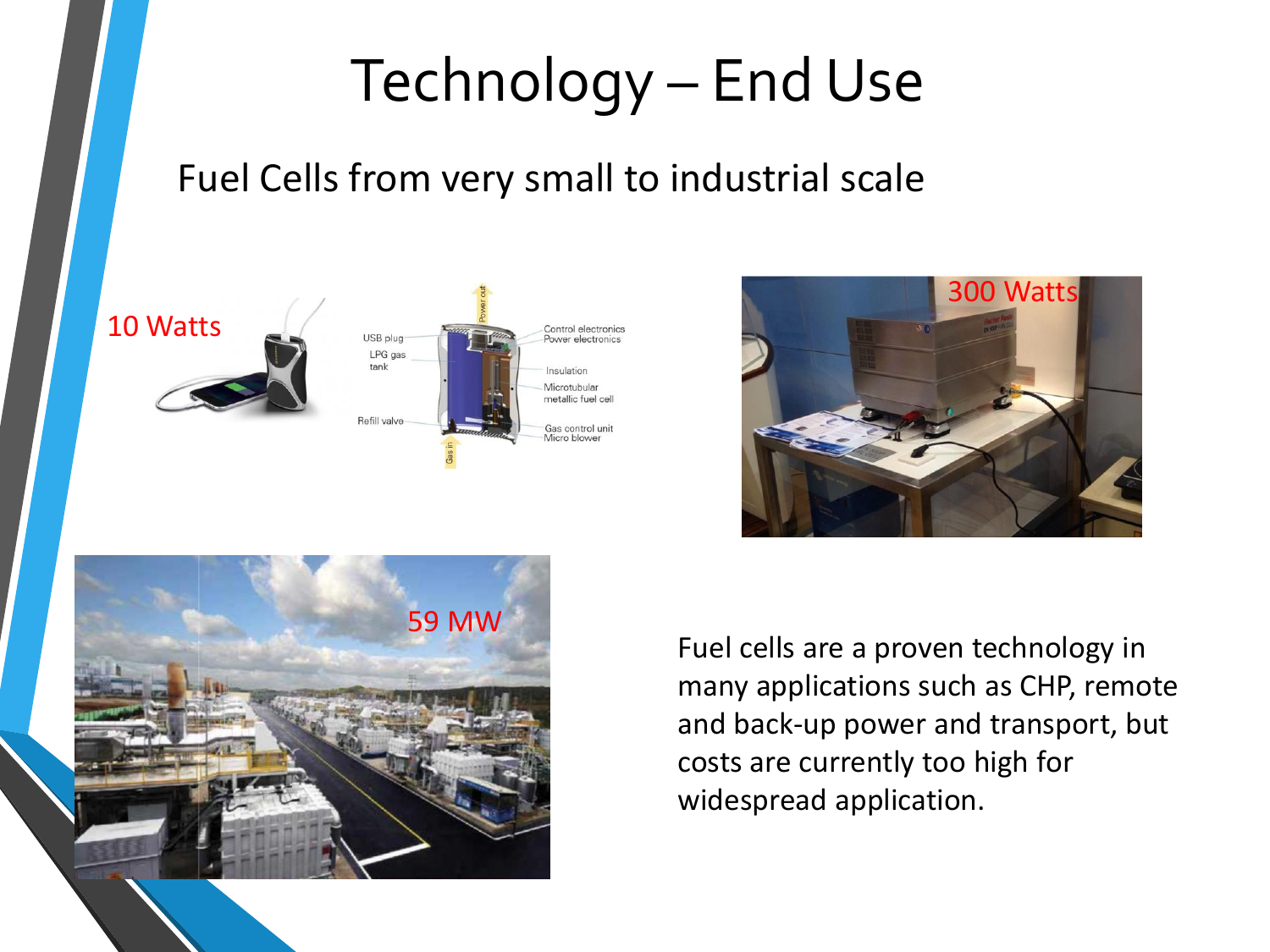# Technology – End Use

## Fuel Cells from very small to industrial scale

10 Watts

300 Watts

59 MW

Fuel cells are a proven technology in many applications such as CHP, remote and back-up power and transport, but costs are currently too high for widespread application.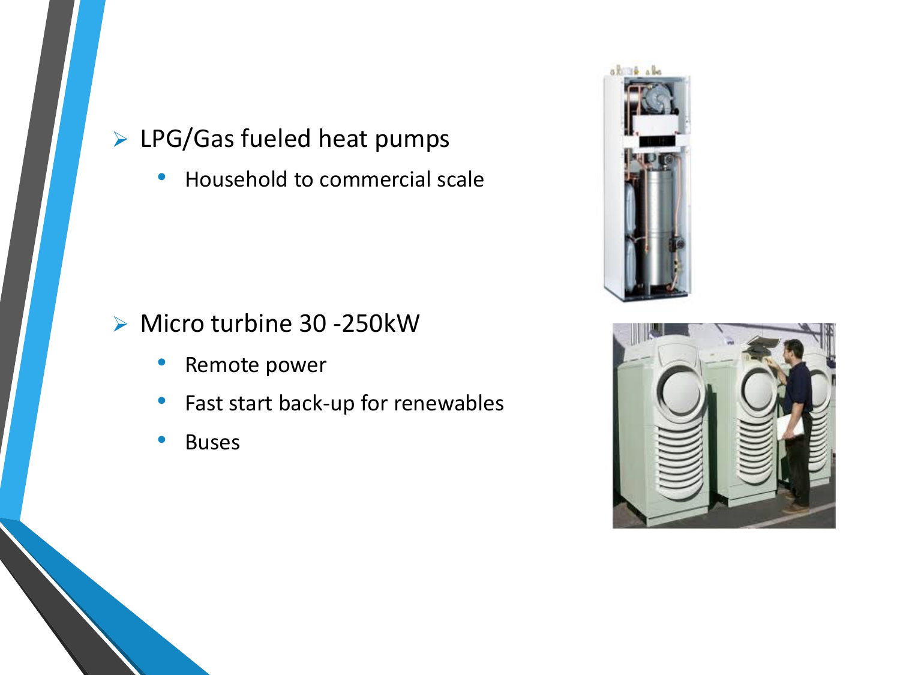- LPG/Gas fueled heat pumps
  - Household to commercial scale

- Micro turbine 30 -250kW
  - Remote power
  - Fast start back-up for renewables
  - Buses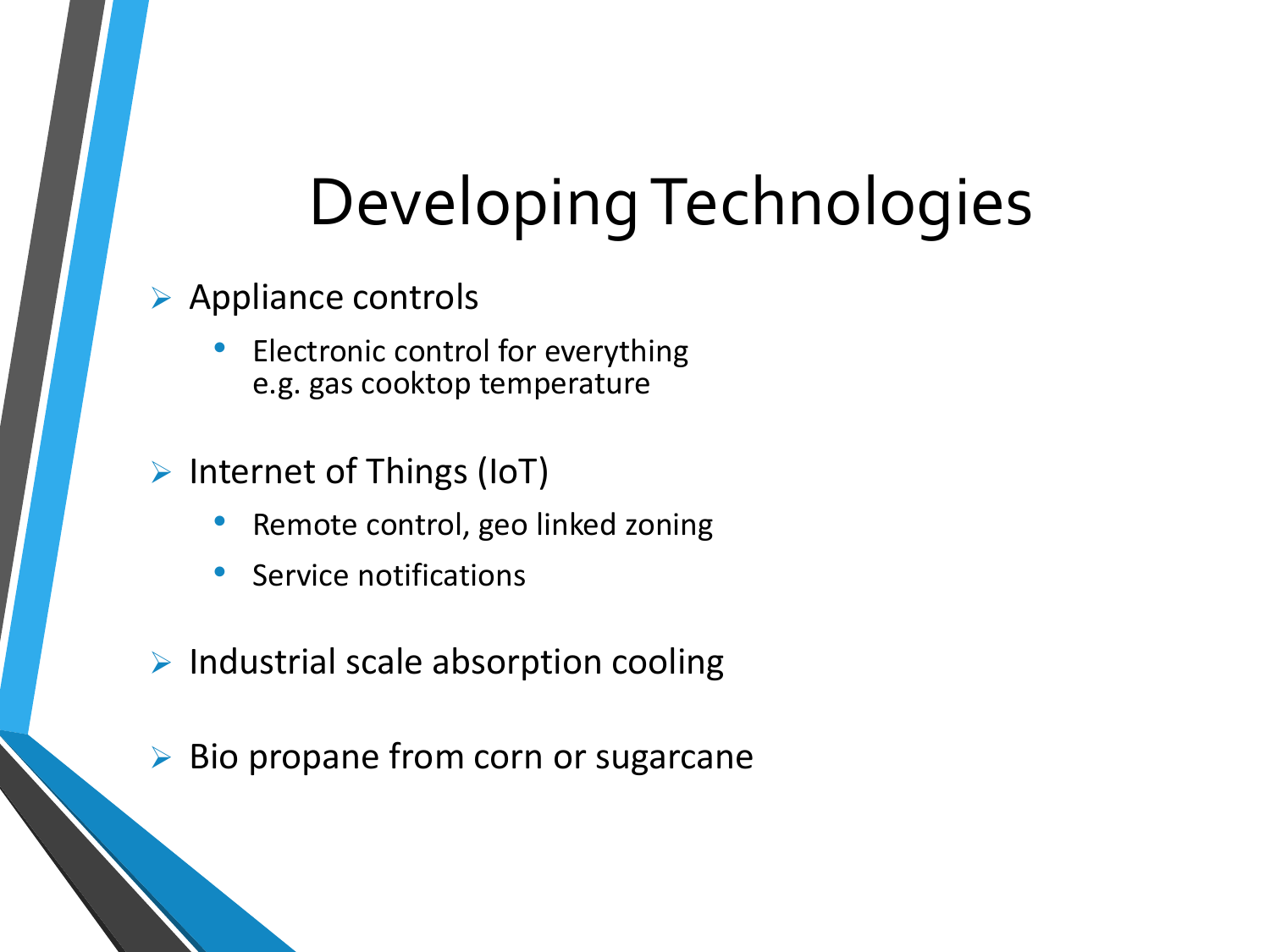# Developing Technologies

- Appliance controls
  - Electronic control for everything
    e.g. gas cooktop temperature
- Internet of Things (IoT)
  - Remote control, geo linked zoning
  - Service notifications
- Industrial scale absorption cooling
- Bio propane from corn or sugarcane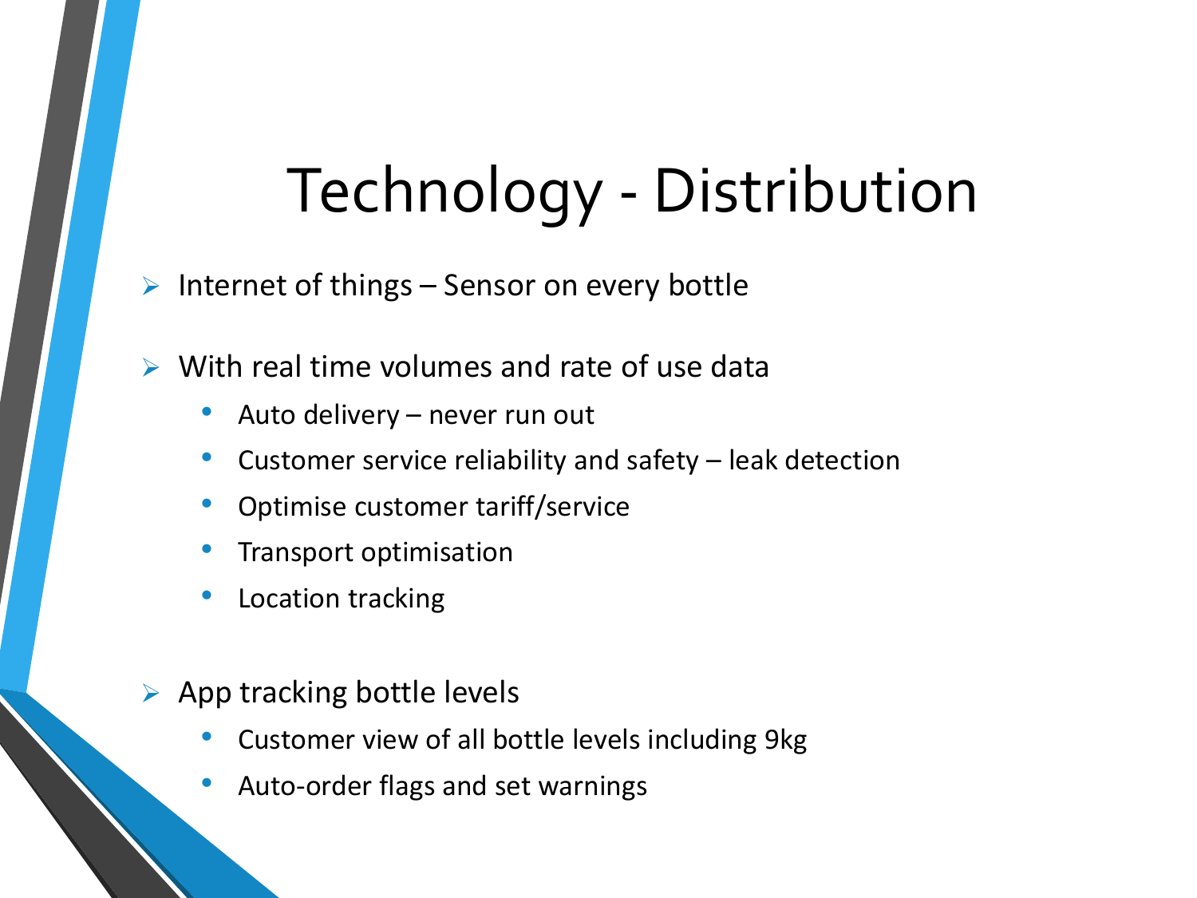# Technology - Distribution

- Internet of things – Sensor on every bottle
- With real time volumes and rate of use data
  - Auto delivery – never run out
  - Customer service reliability and safety – leak detection
  - Optimise customer tariff/service
  - Transport optimisation
  - Location tracking
- App tracking bottle levels
  - Customer view of all bottle levels including 9kg
  - Auto-order flags and set warnings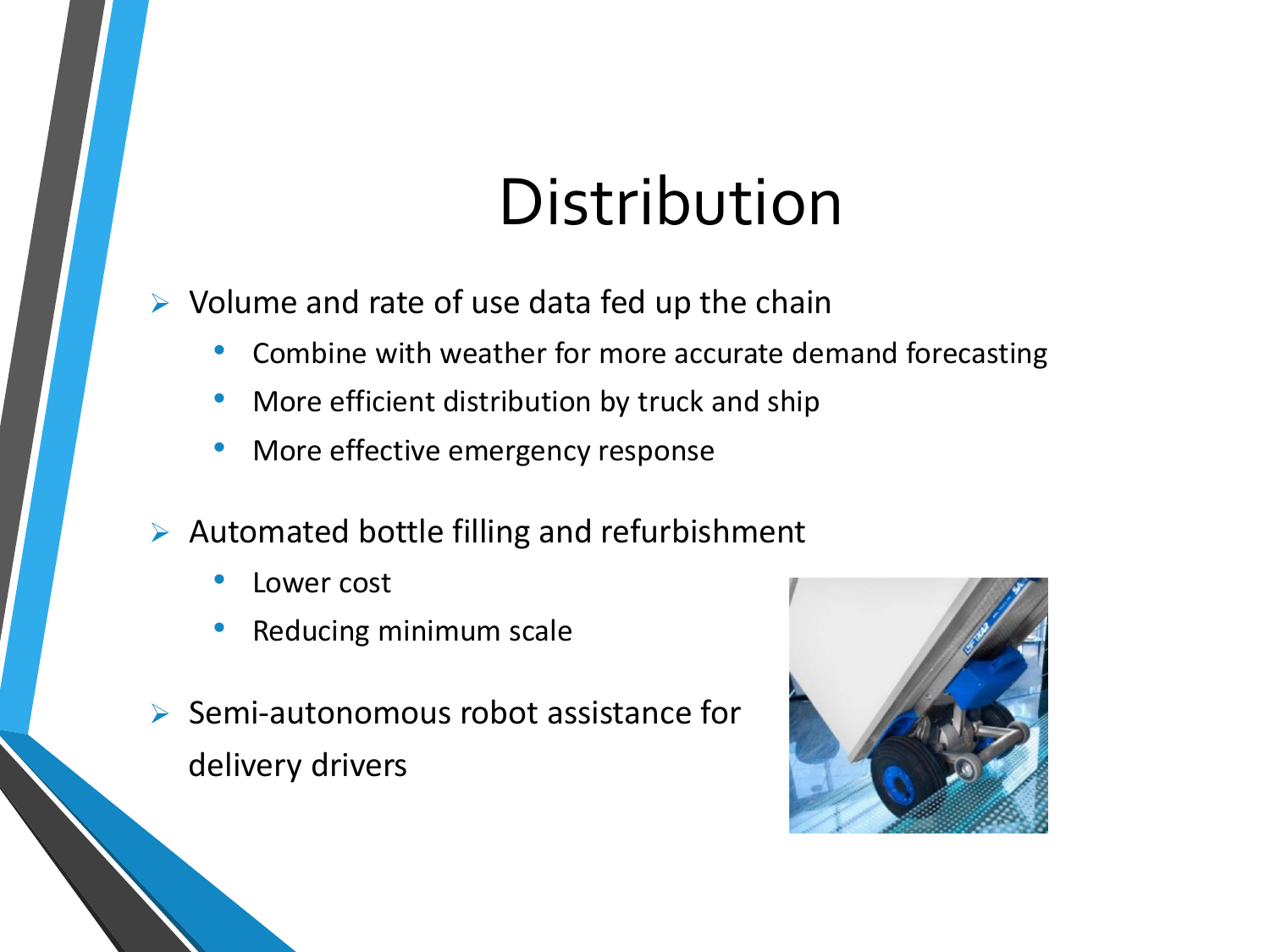# Distribution

- Volume and rate of use data fed up the chain
  - Combine with weather for more accurate demand forecasting
  - More efficient distribution by truck and ship
  - More effective emergency response
- Automated bottle filling and refurbishment
  - Lower cost
  - Reducing minimum scale
- Semi-autonomous robot assistance for delivery drivers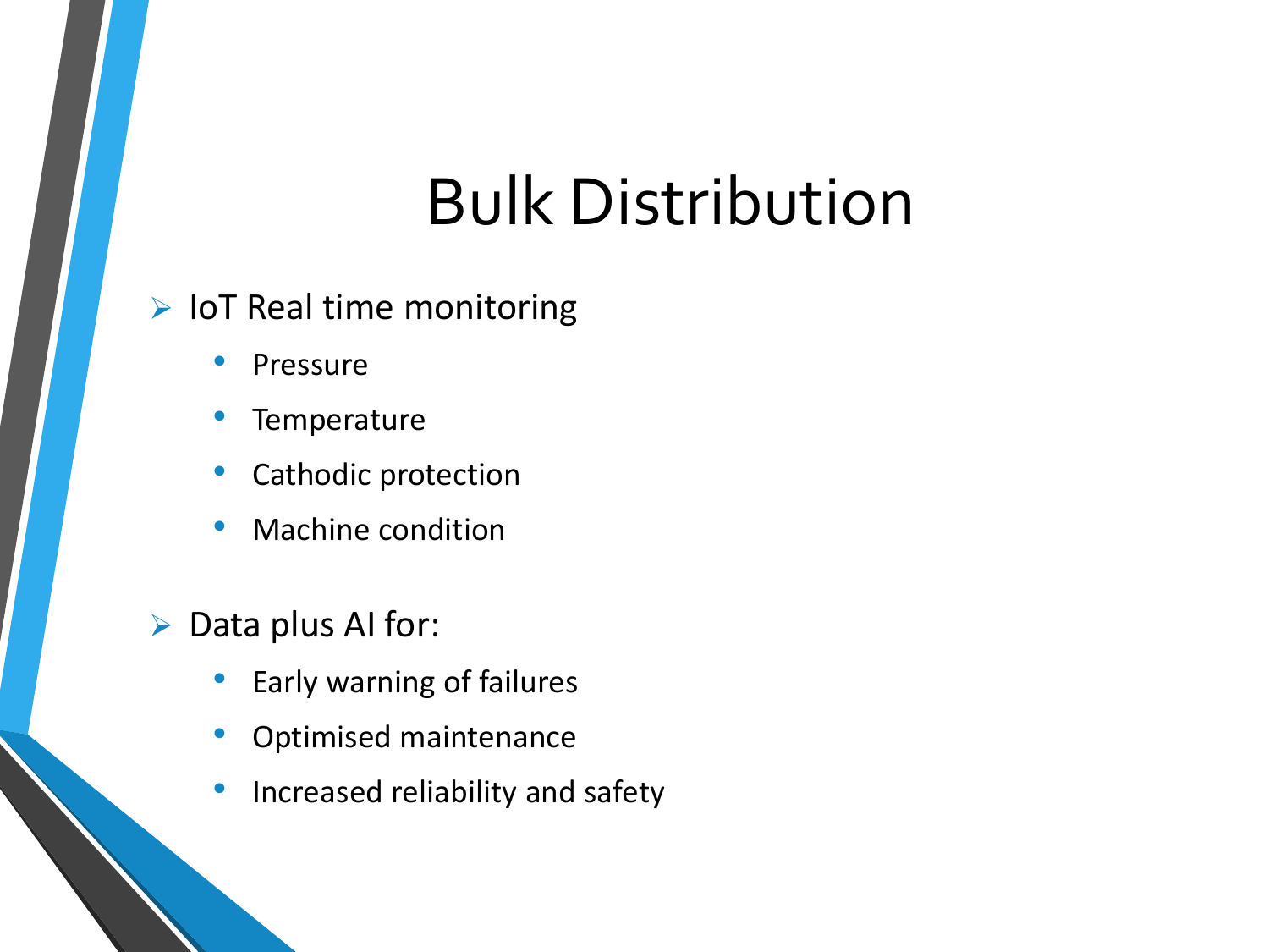# Bulk Distribution

- IoT Real time monitoring
  - Pressure
  - Temperature
  - Cathodic protection
  - Machine condition

- Data plus AI for:
  - Early warning of failures
  - Optimised maintenance
  - Increased reliability and safety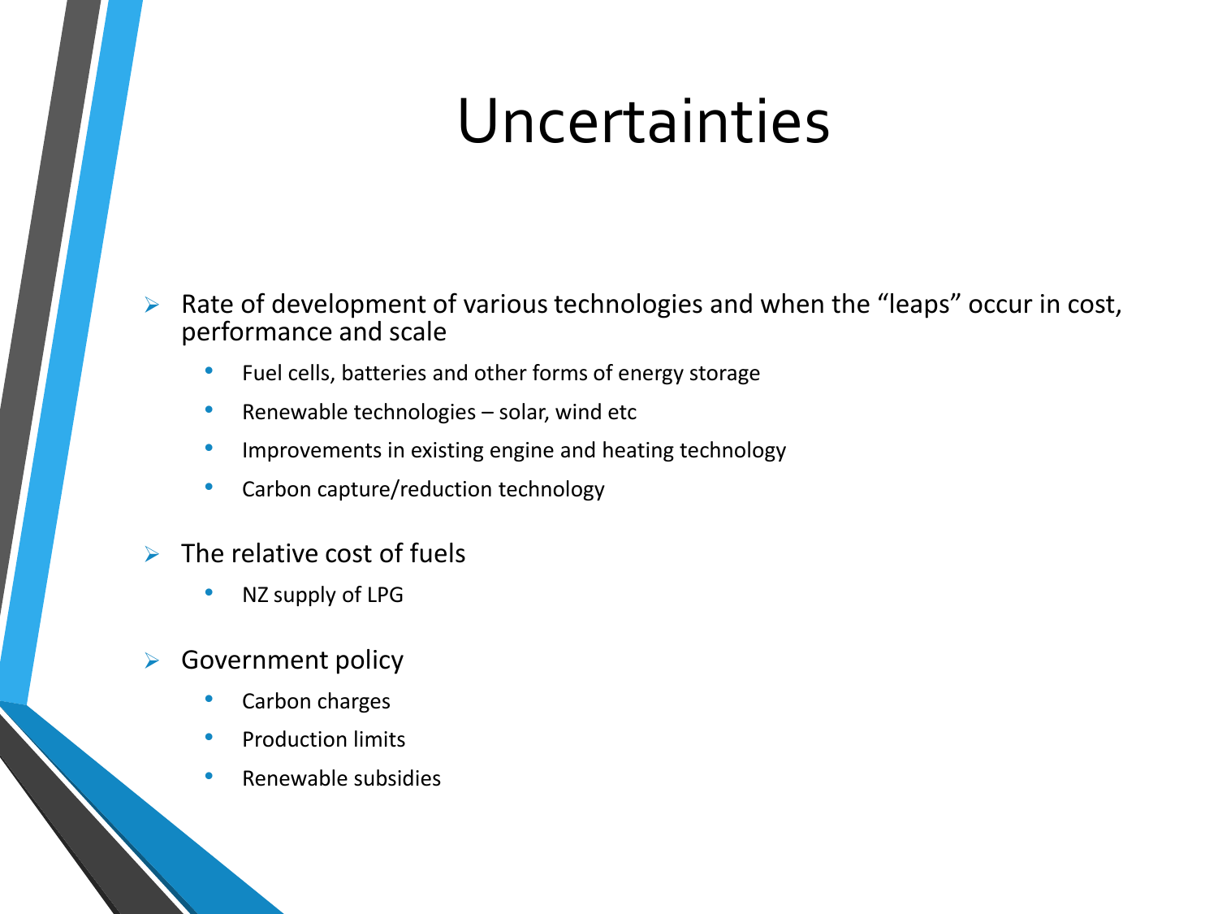# Uncertainties

- Rate of development of various technologies and when the "leaps" occur in cost, performance and scale
  - Fuel cells, batteries and other forms of energy storage
  - Renewable technologies – solar, wind etc
  - Improvements in existing engine and heating technology
  - Carbon capture/reduction technology
- The relative cost of fuels
  - NZ supply of LPG
- Government policy
  - Carbon charges
  - Production limits
  - Renewable subsidies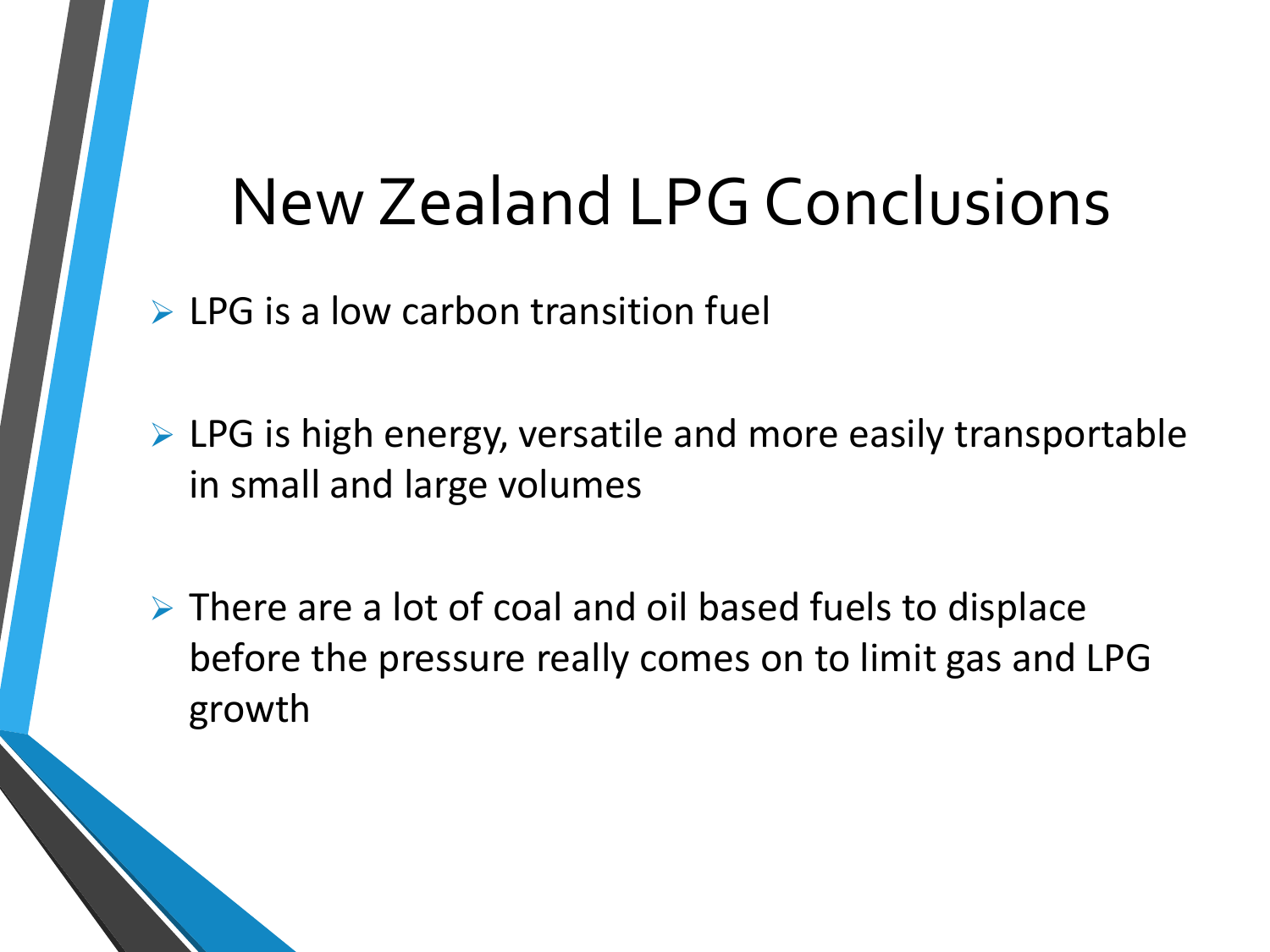# New Zealand LPG Conclusions

- LPG is a low carbon transition fuel
- LPG is high energy, versatile and more easily transportable in small and large volumes
- There are a lot of coal and oil based fuels to displace before the pressure really comes on to limit gas and LPG growth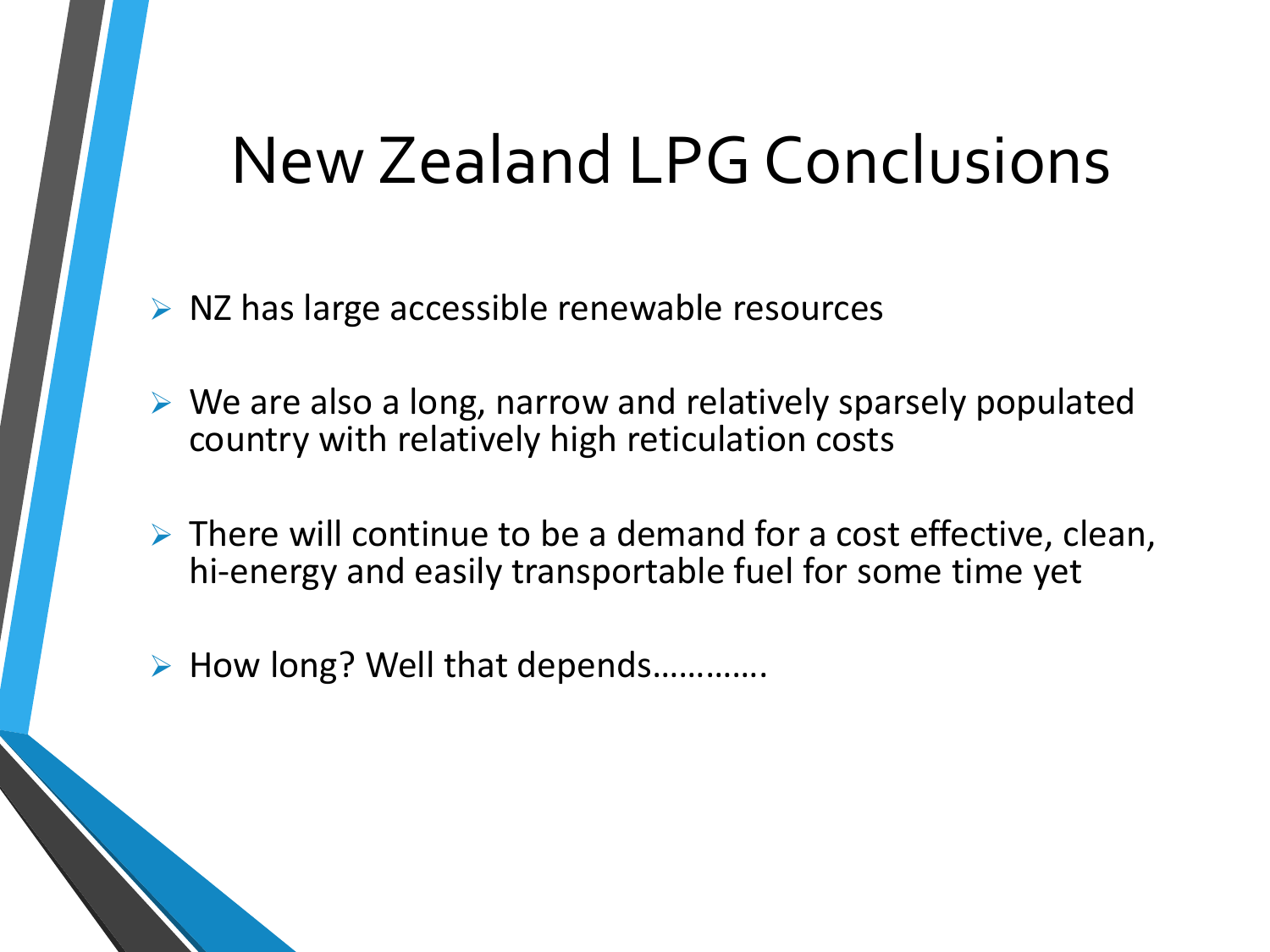# New Zealand LPG Conclusions

- NZ has large accessible renewable resources
- We are also a long, narrow and relatively sparsely populated country with relatively high reticulation costs
- There will continue to be a demand for a cost effective, clean, hi-energy and easily transportable fuel for some time yet
- How long? Well that depends………….